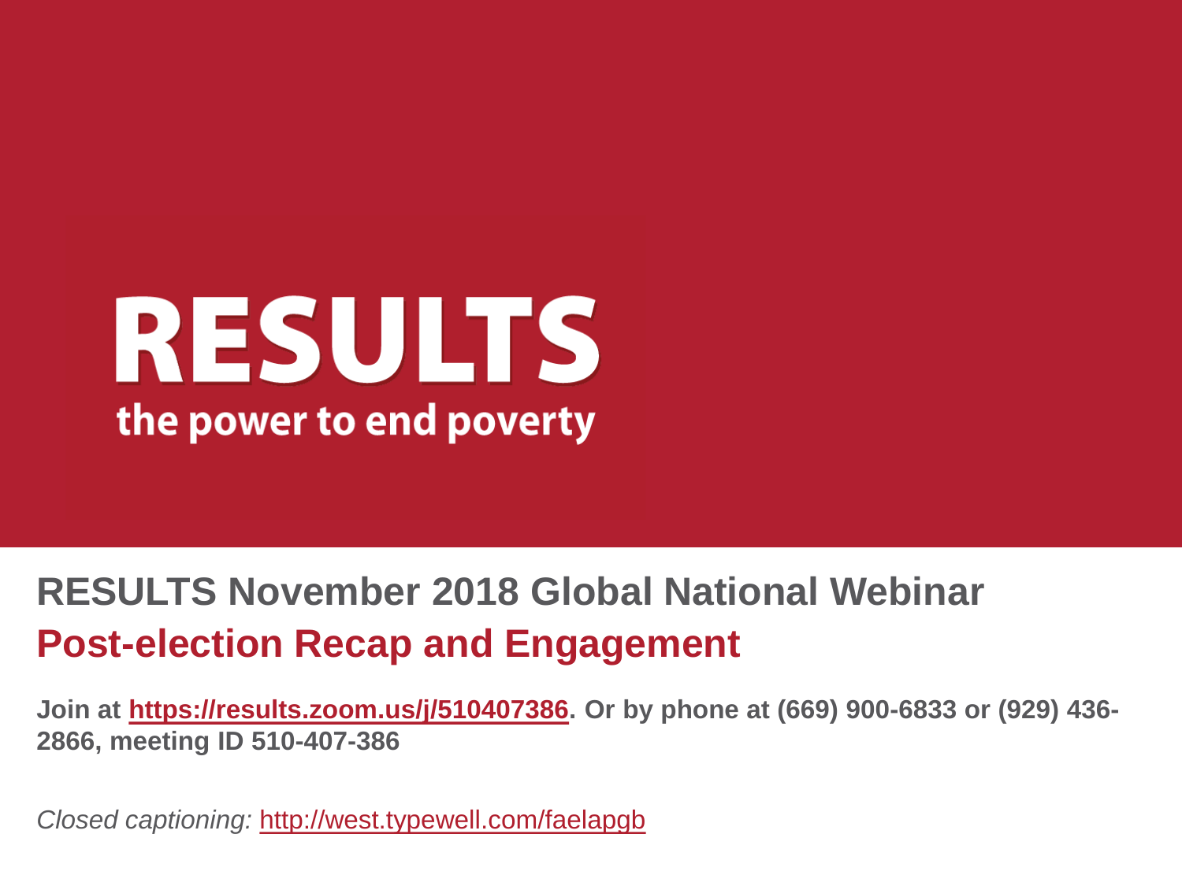# RESULTS

the power to end poverty

## RESULTS November 2018 Global National Webinar

## Post-election Recap and Engagement

**Join at https://results.zoom.us/j/510407386. Or by phone at (669) 900-6833 or (929) 436-2866, meeting ID 510-407-386**

*Closed captioning:* http://west.typewell.com/faelapgb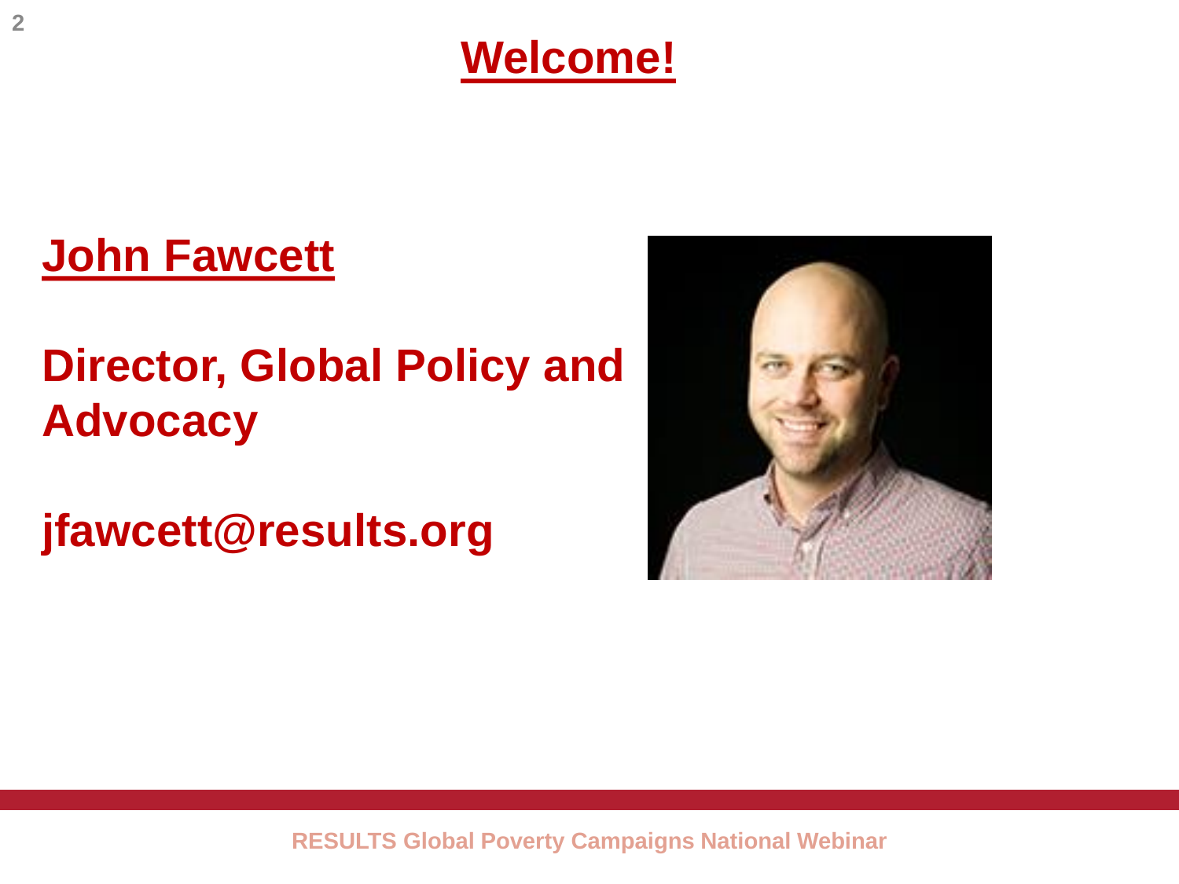# Welcome!

## John Fawcett

**Director, Global Policy and Advocacy**

**jfawcett@results.org**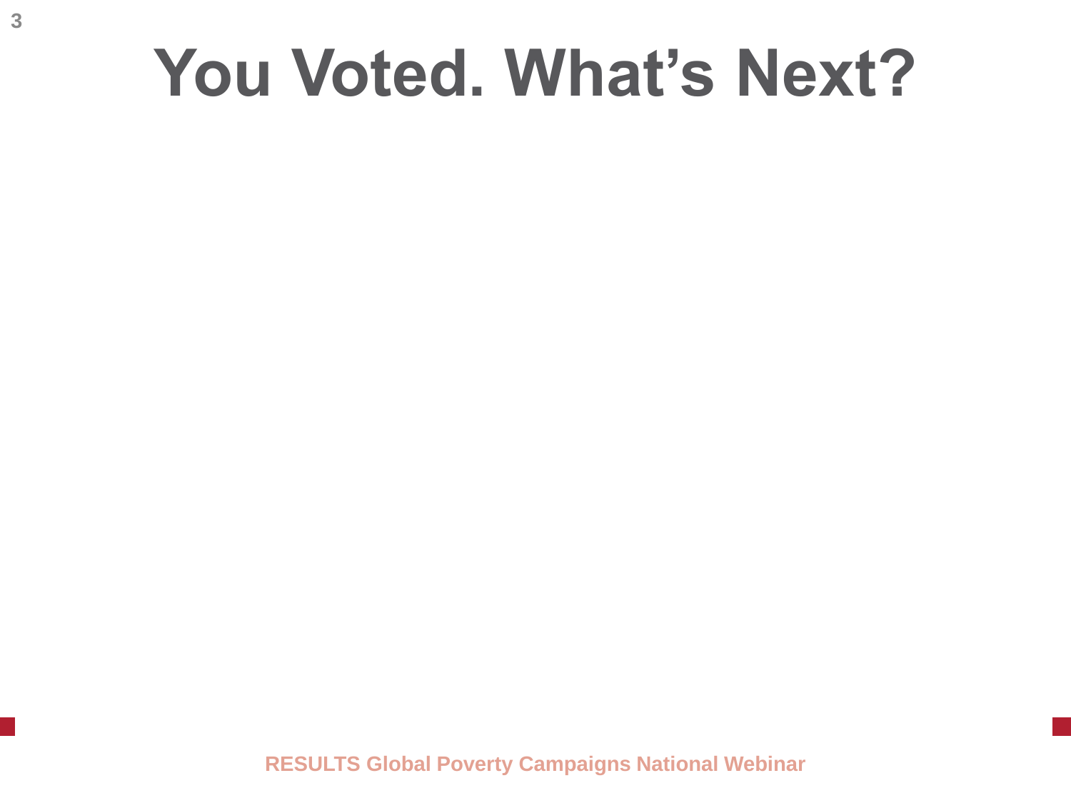# You Voted. What's Next?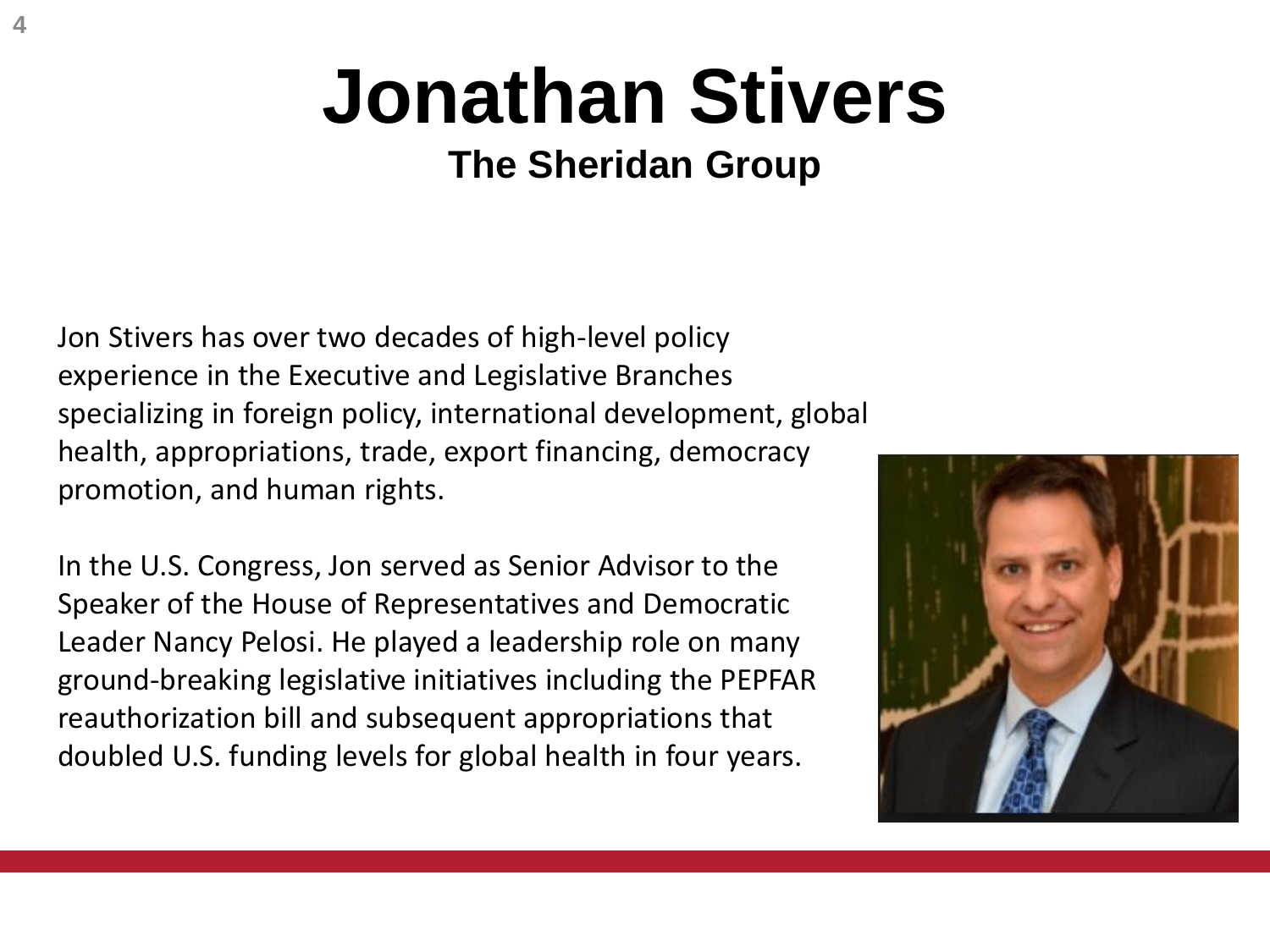# Jonathan Stivers

## The Sheridan Group

Jon Stivers has over two decades of high-level policy experience in the Executive and Legislative Branches specializing in foreign policy, international development, global health, appropriations, trade, export financing, democracy promotion, and human rights.

In the U.S. Congress, Jon served as Senior Advisor to the Speaker of the House of Representatives and Democratic Leader Nancy Pelosi. He played a leadership role on many ground-breaking legislative initiatives including the PEPFAR reauthorization bill and subsequent appropriations that doubled U.S. funding levels for global health in four years.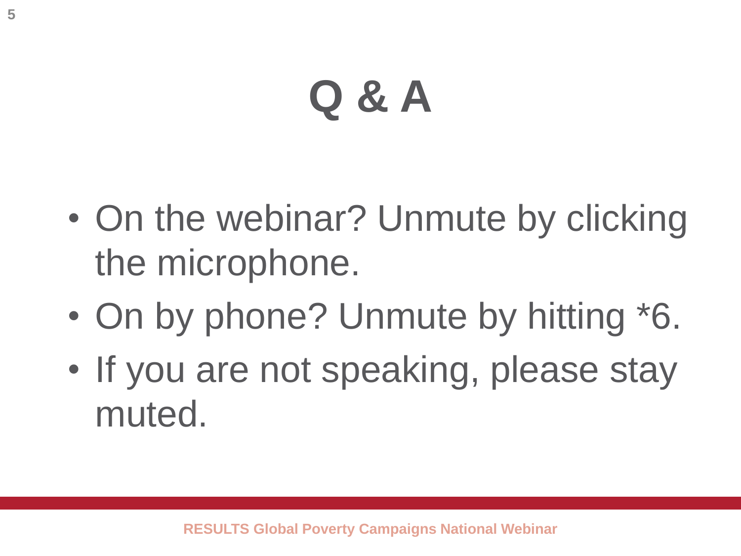# Q & A

- On the webinar? Unmute by clicking the microphone.
- On by phone? Unmute by hitting *6.
- If you are not speaking, please stay muted.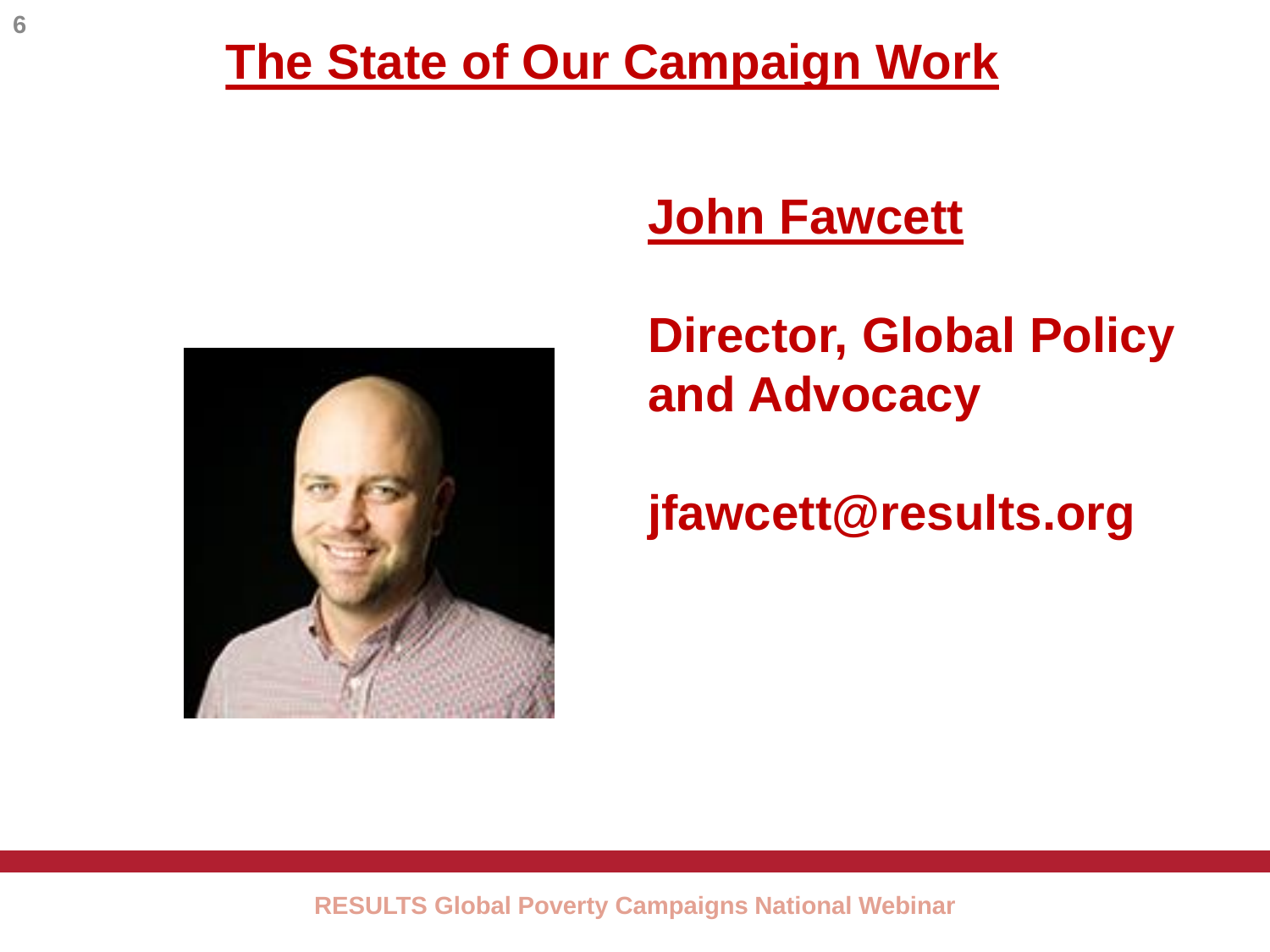# The State of Our Campaign Work

## John Fawcett

**Director, Global Policy and Advocacy**

**jfawcett@results.org**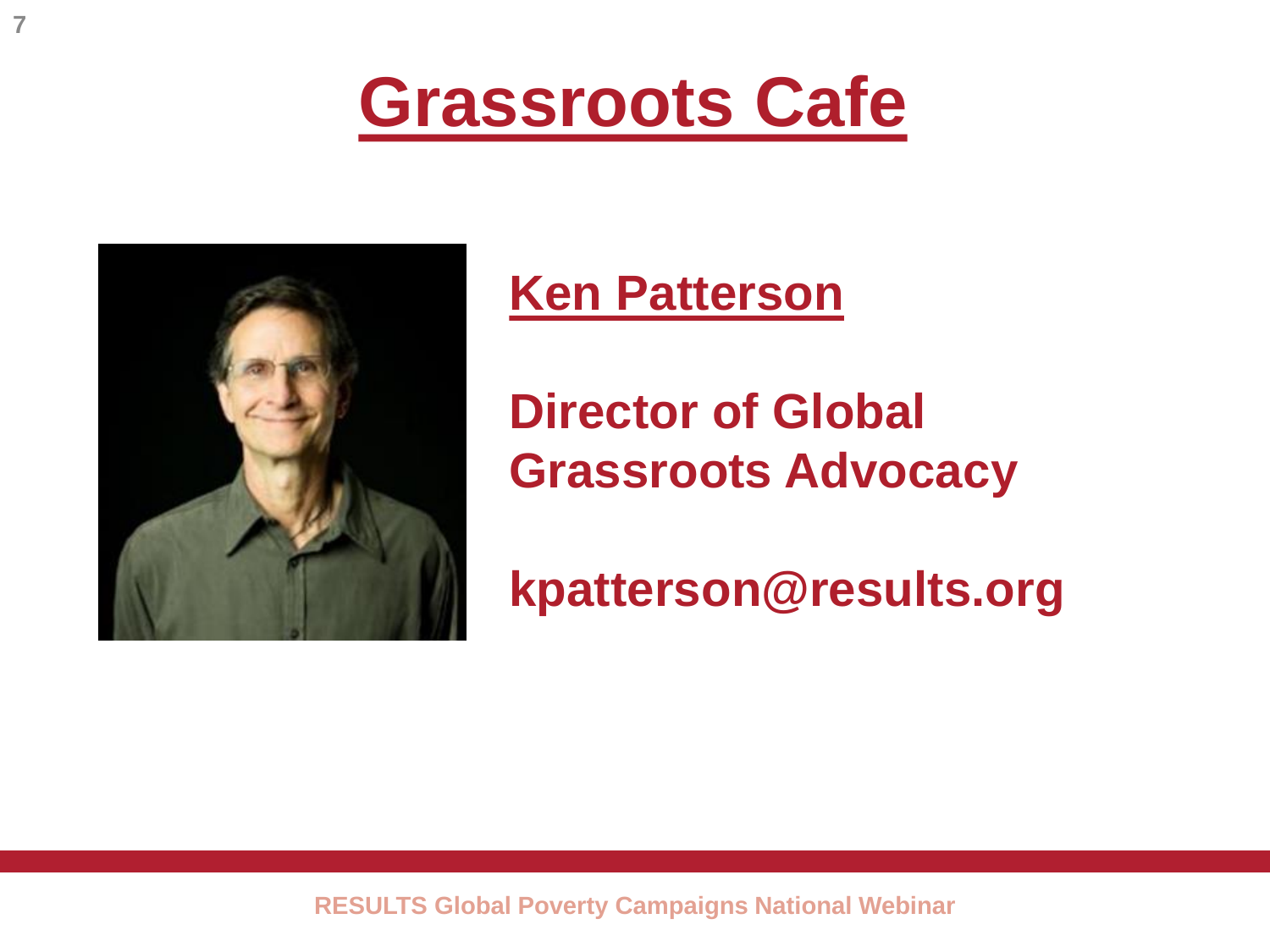# Grassroots Cafe

**Ken Patterson**

**Director of Global Grassroots Advocacy**

**kpatterson@results.org**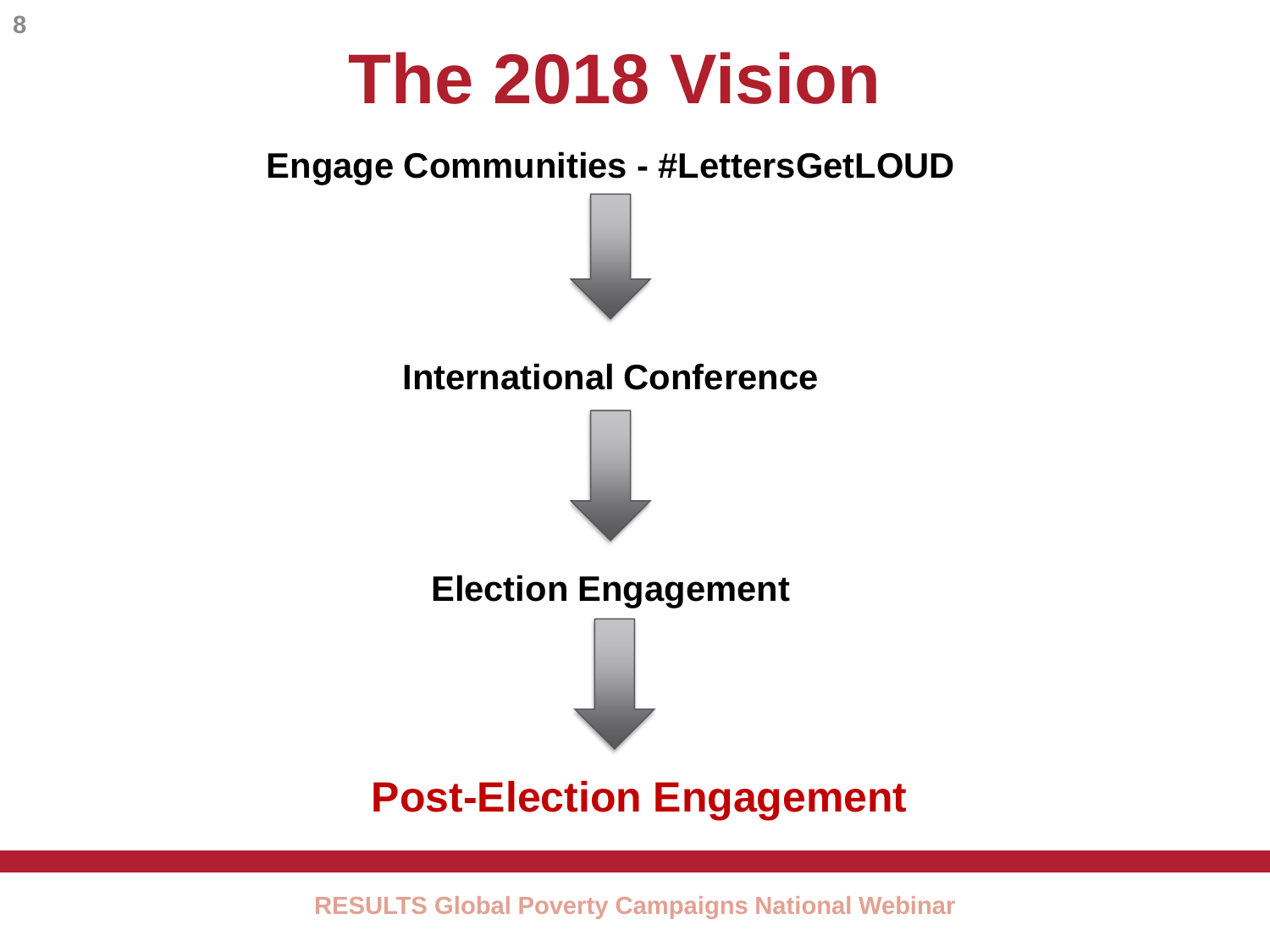# The 2018 Vision

**Engage Communities - #LettersGetLOUD**

↓

**International Conference**

↓

**Election Engagement**

↓

**Post-Election Engagement**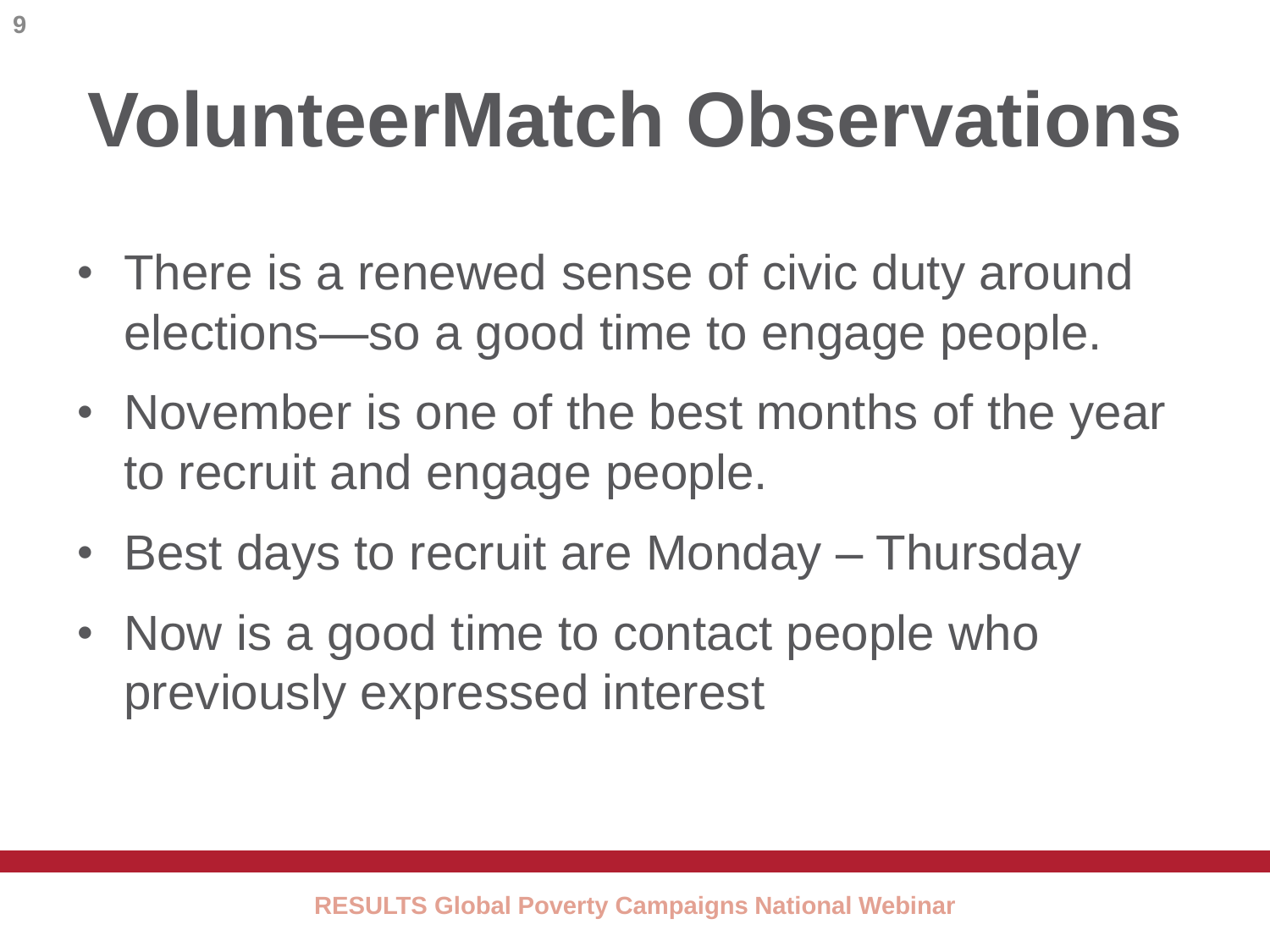# VolunteerMatch Observations

- There is a renewed sense of civic duty around elections—so a good time to engage people.
- November is one of the best months of the year to recruit and engage people.
- Best days to recruit are Monday – Thursday
- Now is a good time to contact people who previously expressed interest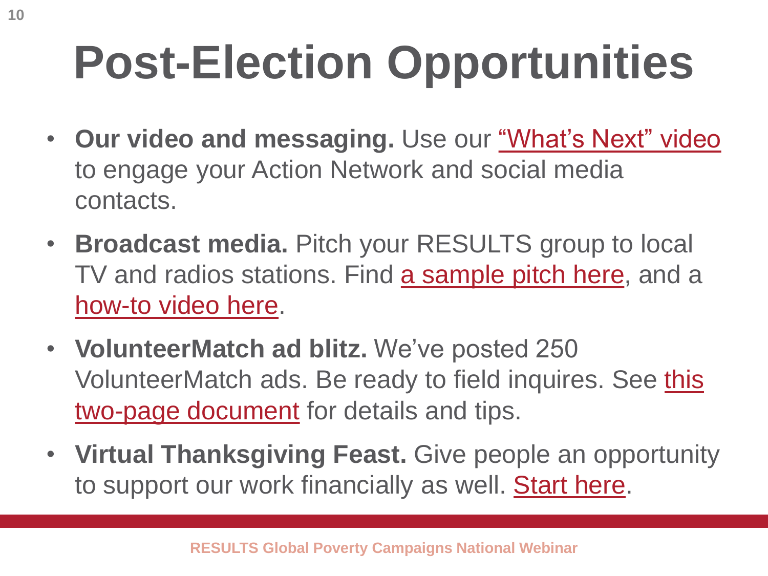# Post-Election Opportunities

- **Our video and messaging.** Use our "What's Next" video to engage your Action Network and social media contacts.
- **Broadcast media.** Pitch your RESULTS group to local TV and radios stations. Find a sample pitch here, and a how-to video here.
- **VolunteerMatch ad blitz.** We've posted 250 VolunteerMatch ads. Be ready to field inquires. See this two-page document for details and tips.
- **Virtual Thanksgiving Feast.** Give people an opportunity to support our work financially as well. Start here.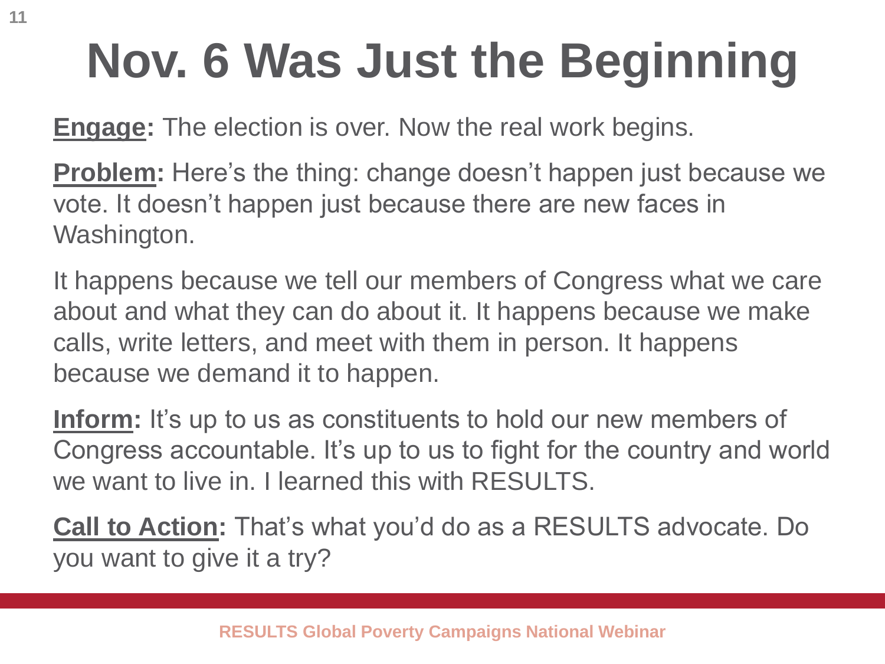# Nov. 6 Was Just the Beginning

**Engage:** The election is over. Now the real work begins.

**Problem:** Here's the thing: change doesn't happen just because we vote. It doesn't happen just because there are new faces in Washington.

It happens because we tell our members of Congress what we care about and what they can do about it. It happens because we make calls, write letters, and meet with them in person. It happens because we demand it to happen.

**Inform:** It's up to us as constituents to hold our new members of Congress accountable. It's up to us to fight for the country and world we want to live in. I learned this with RESULTS.

**Call to Action:** That's what you'd do as a RESULTS advocate. Do you want to give it a try?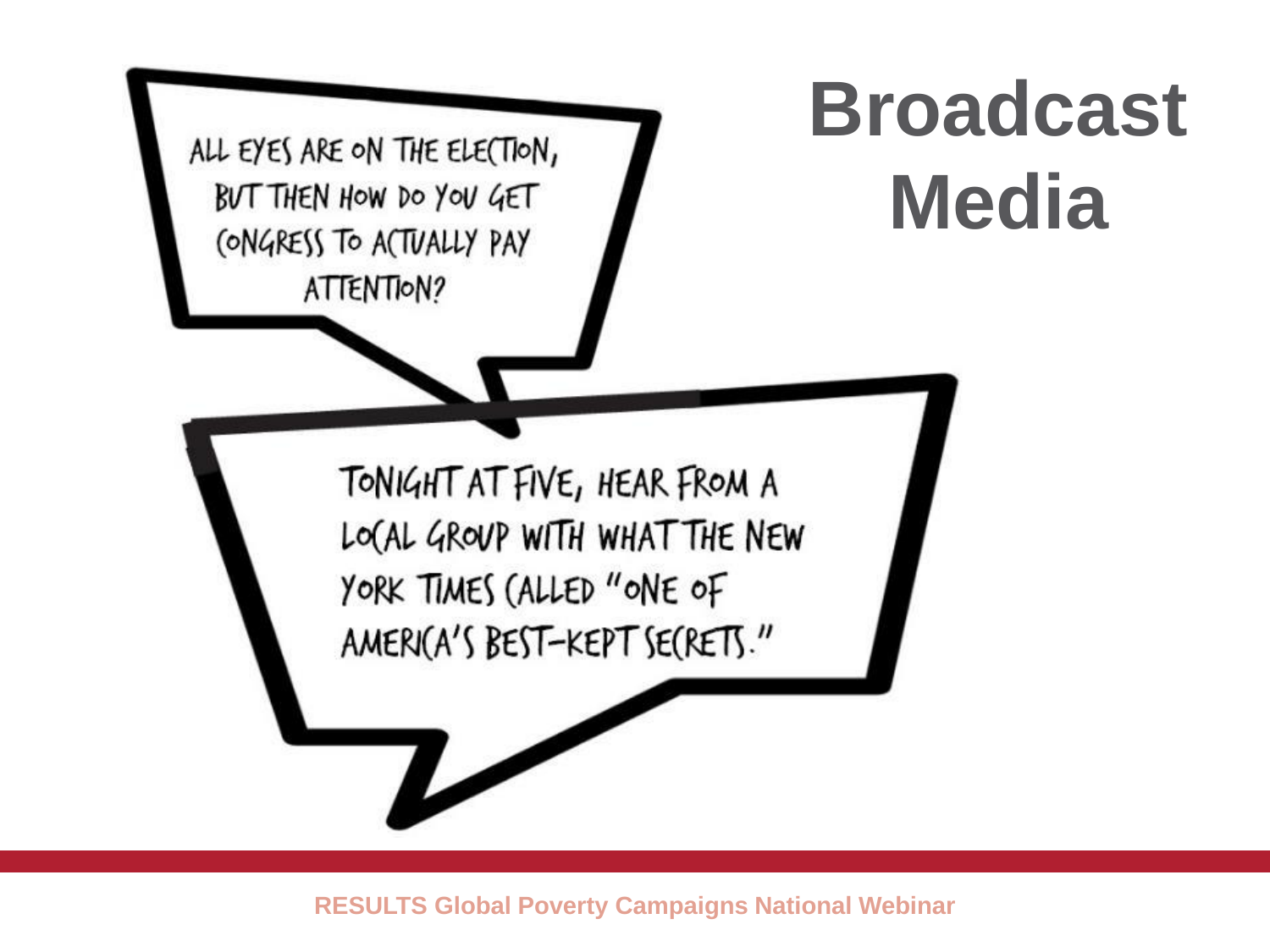# Broadcast Media

ALL EYES ARE ON THE ELECTION, BUT THEN HOW DO YOU GET CONGRESS TO ACTUALLY PAY ATTENTION?

TONIGHT AT FIVE, HEAR FROM A LOCAL GROUP WITH WHAT THE NEW YORK TIMES CALLED "ONE OF AMERICA'S BEST-KEPT SECRETS."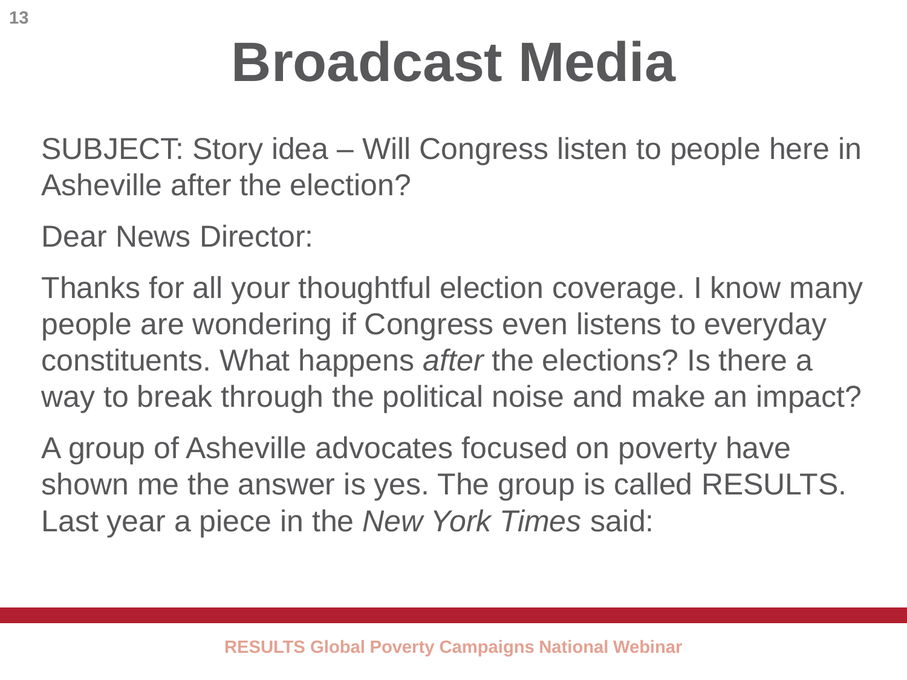# Broadcast Media

SUBJECT: Story idea – Will Congress listen to people here in Asheville after the election?

Dear News Director:

Thanks for all your thoughtful election coverage. I know many people are wondering if Congress even listens to everyday constituents. What happens *after* the elections? Is there a way to break through the political noise and make an impact?

A group of Asheville advocates focused on poverty have shown me the answer is yes. The group is called RESULTS. Last year a piece in the *New York Times* said: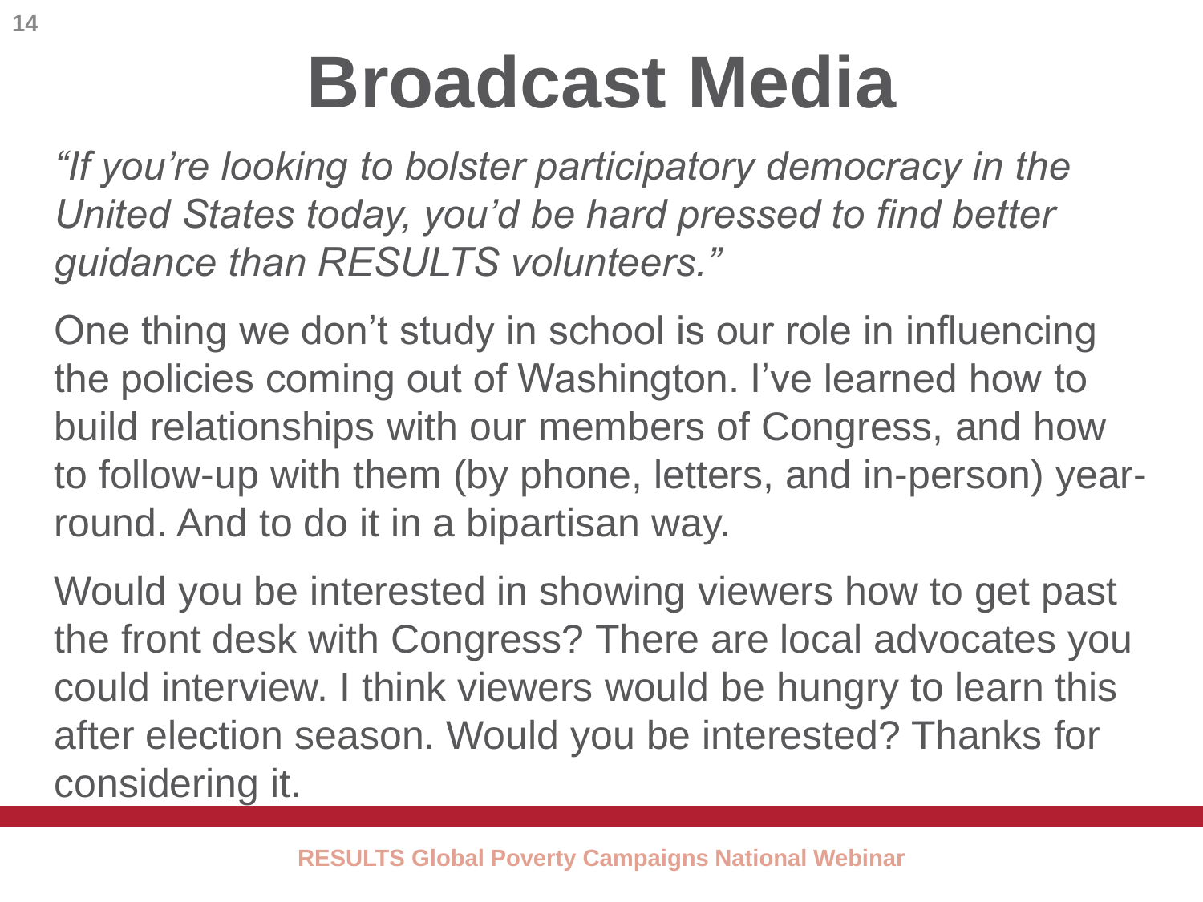# Broadcast Media

*"If you're looking to bolster participatory democracy in the United States today, you'd be hard pressed to find better guidance than RESULTS volunteers."*

One thing we don't study in school is our role in influencing the policies coming out of Washington. I've learned how to build relationships with our members of Congress, and how to follow-up with them (by phone, letters, and in-person) year-round. And to do it in a bipartisan way.

Would you be interested in showing viewers how to get past the front desk with Congress? There are local advocates you could interview. I think viewers would be hungry to learn this after election season. Would you be interested? Thanks for considering it.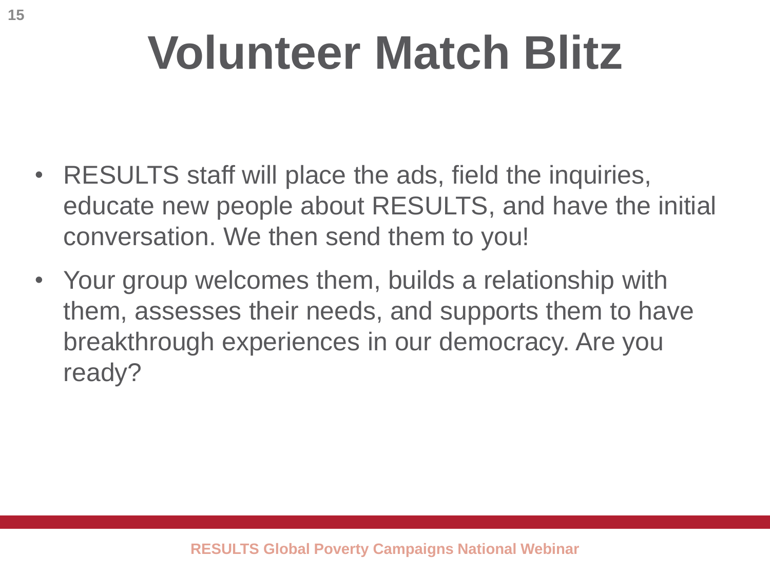# Volunteer Match Blitz

- RESULTS staff will place the ads, field the inquiries, educate new people about RESULTS, and have the initial conversation. We then send them to you!
- Your group welcomes them, builds a relationship with them, assesses their needs, and supports them to have breakthrough experiences in our democracy. Are you ready?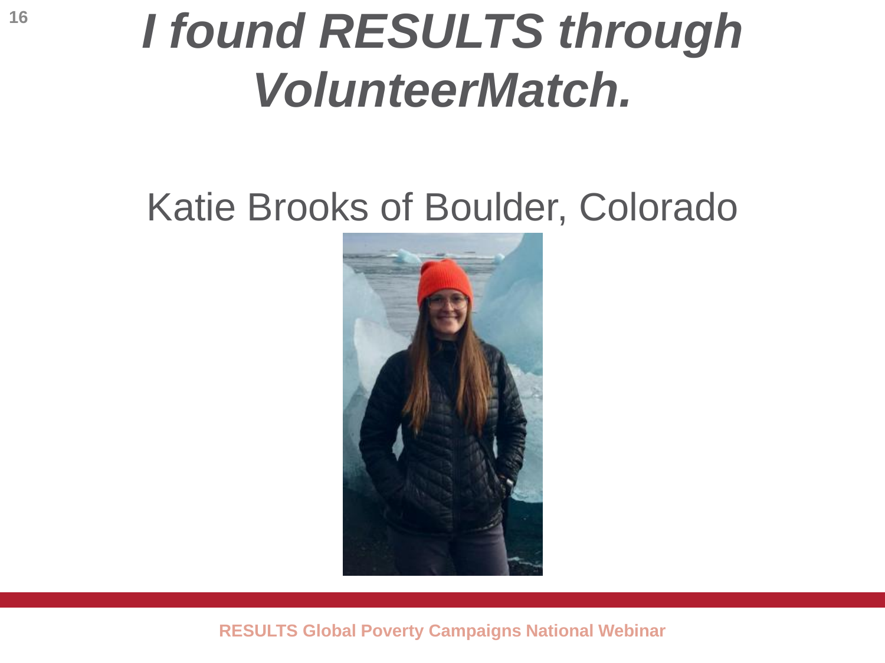# *I found RESULTS through VolunteerMatch.*

Katie Brooks of Boulder, Colorado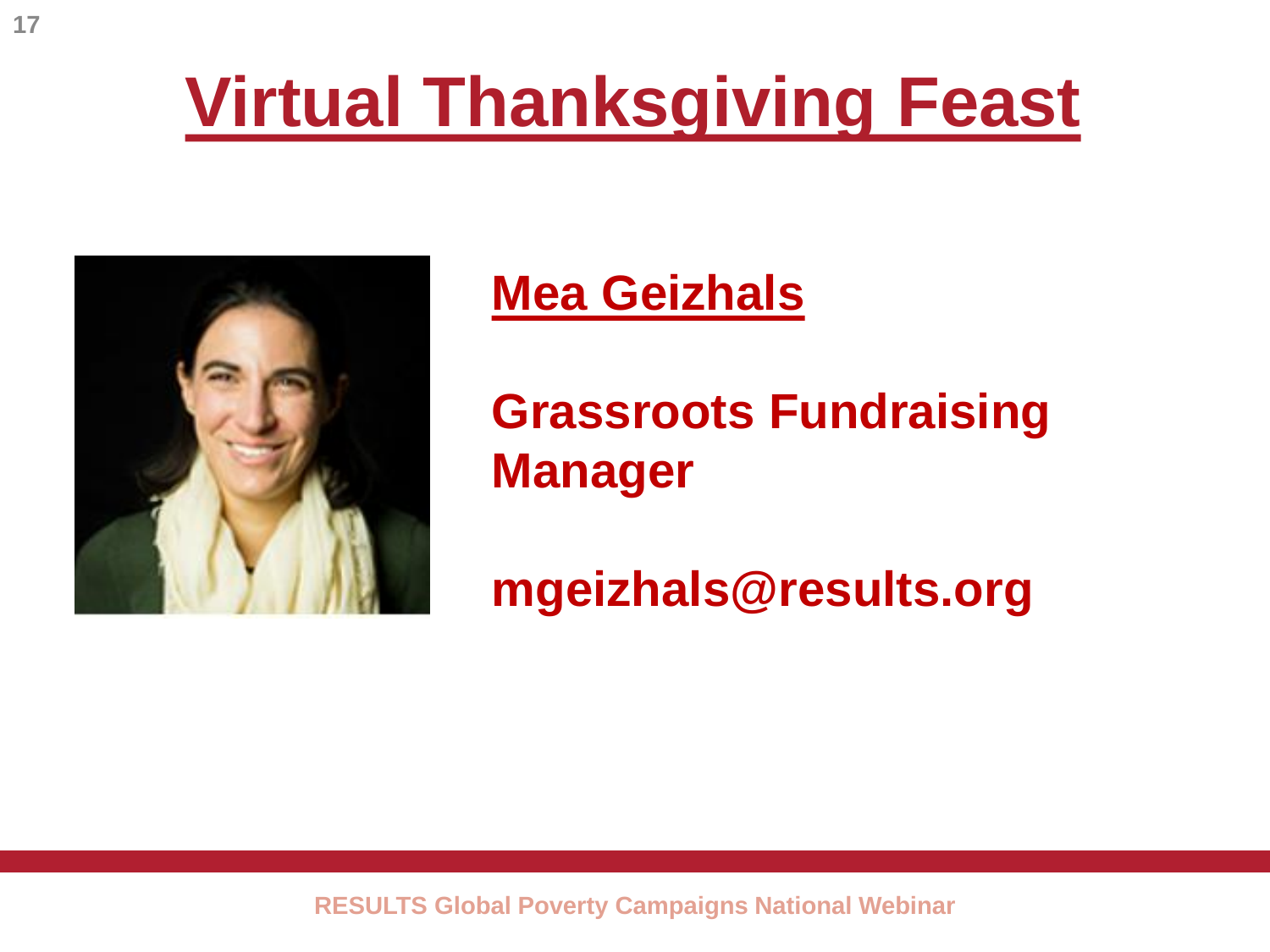# Virtual Thanksgiving Feast

**Mea Geizhals**

**Grassroots Fundraising Manager**

**mgeizhals@results.org**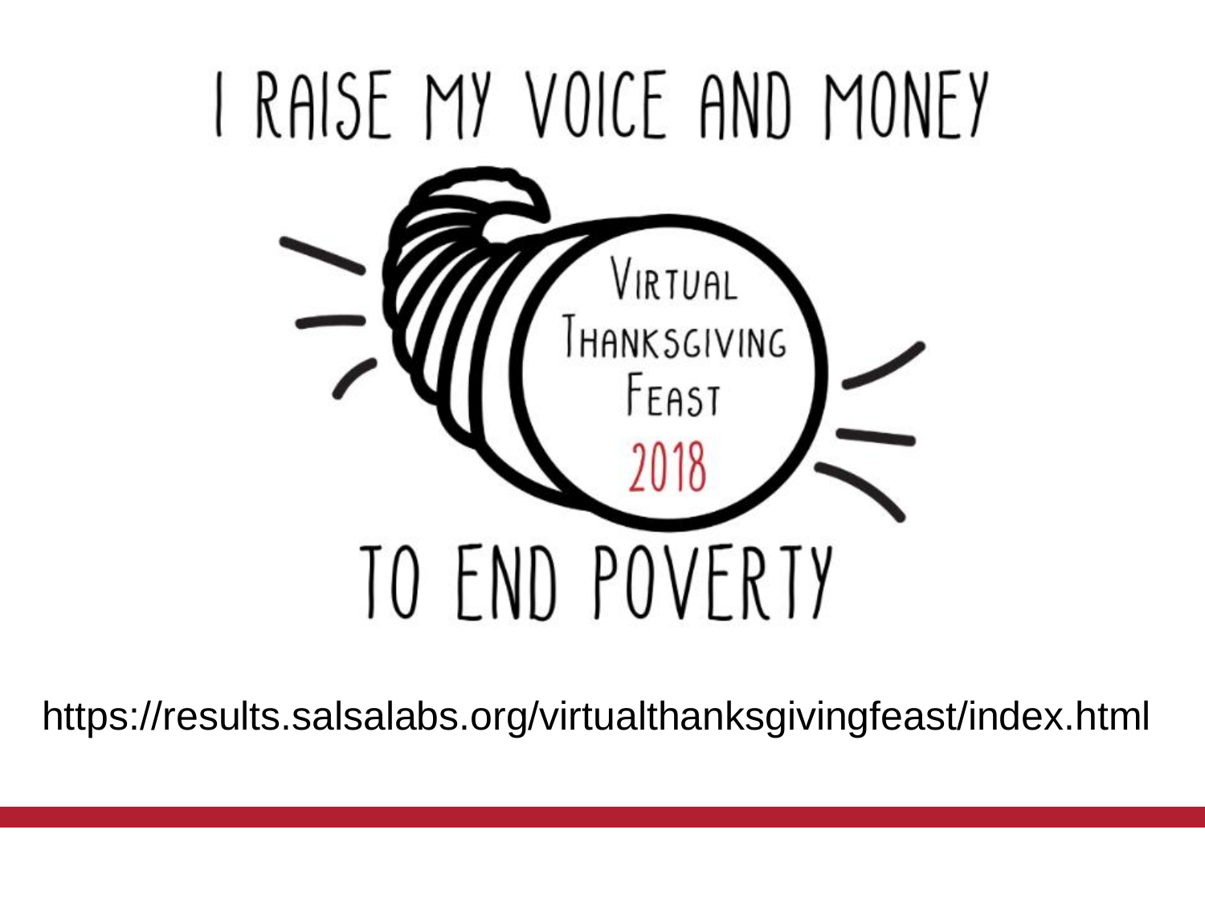# I RAISE MY VOICE AND MONEY

VIRTUAL THANKSGIVING FEAST 2018

# TO END POVERTY

https://results.salsalabs.org/virtualthanksgivingfeast/index.html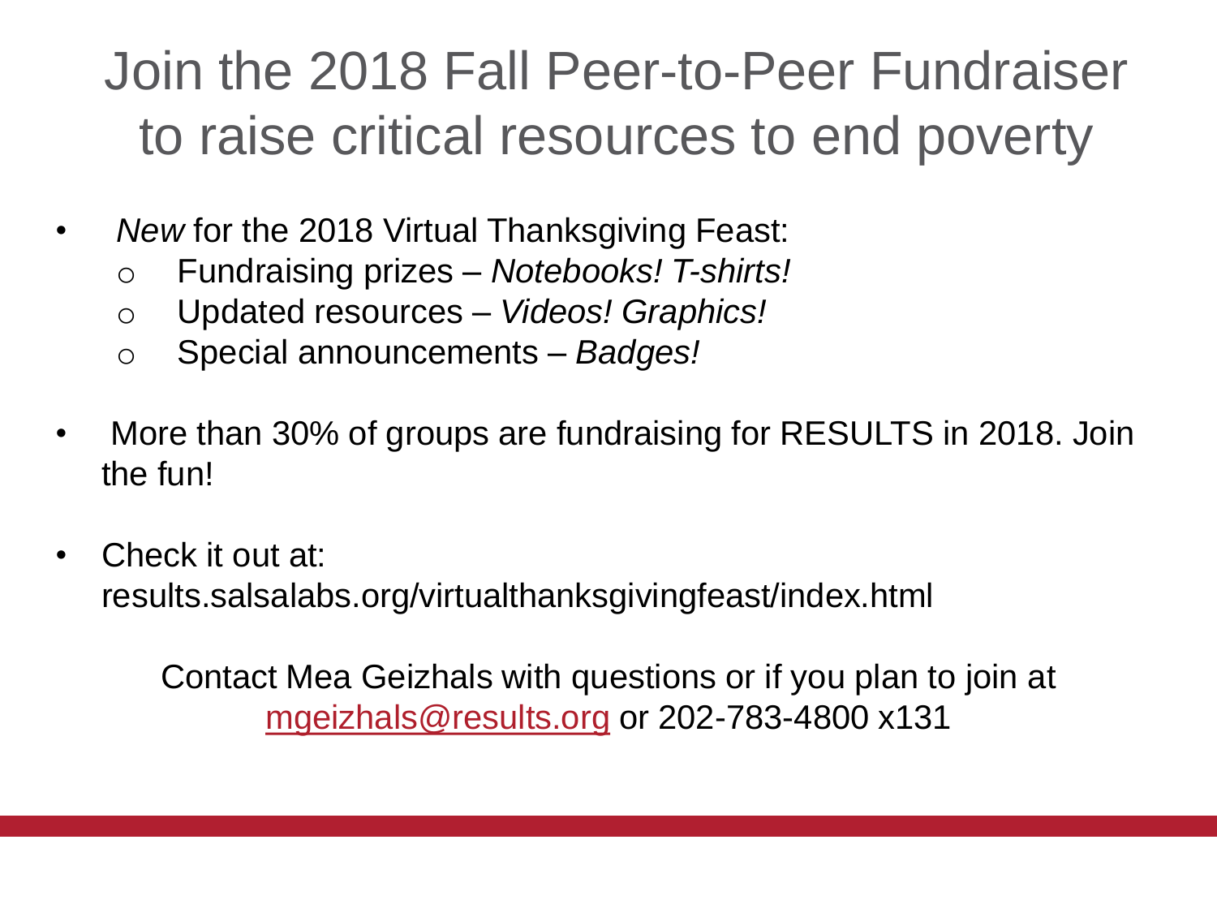# Join the 2018 Fall Peer-to-Peer Fundraiser to raise critical resources to end poverty

- *New* for the 2018 Virtual Thanksgiving Feast:
  - Fundraising prizes – *Notebooks! T-shirts!*
  - Updated resources – *Videos! Graphics!*
  - Special announcements – *Badges!*
- More than 30% of groups are fundraising for RESULTS in 2018. Join the fun!
- Check it out at: results.salsalabs.org/virtualthanksgivingfeast/index.html

Contact Mea Geizhals with questions or if you plan to join at mgeizhals@results.org or 202-783-4800 x131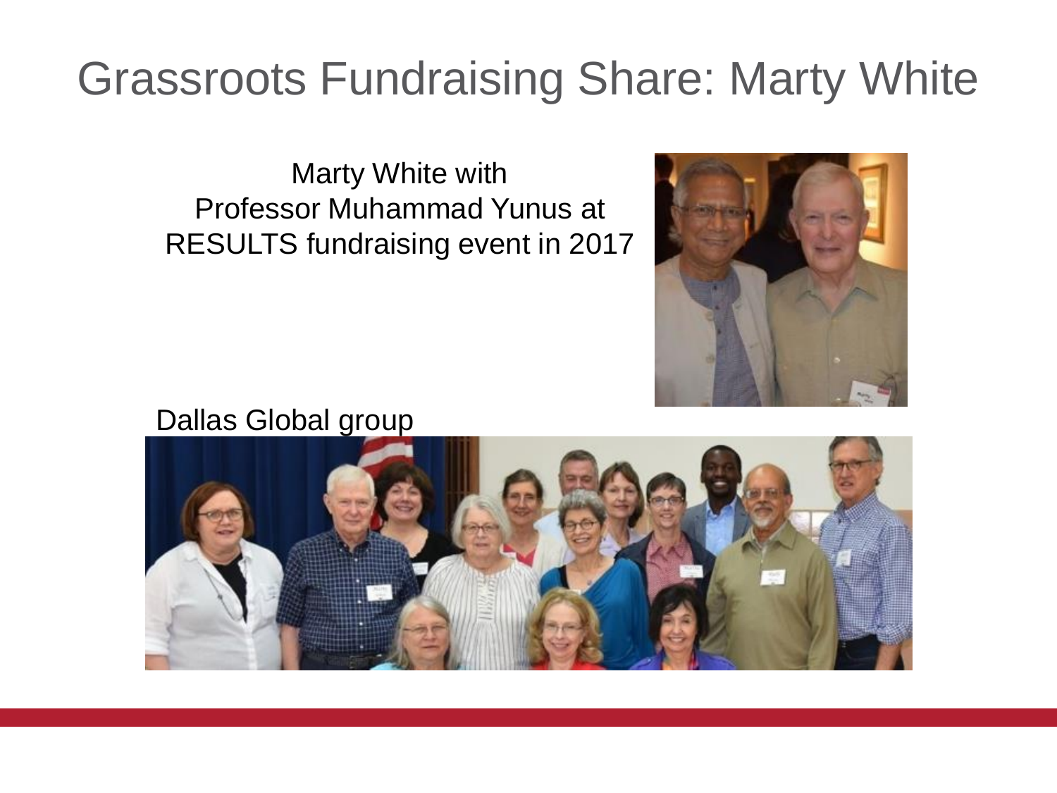# Grassroots Fundraising Share: Marty White

Marty White with Professor Muhammad Yunus at RESULTS fundraising event in 2017

Dallas Global group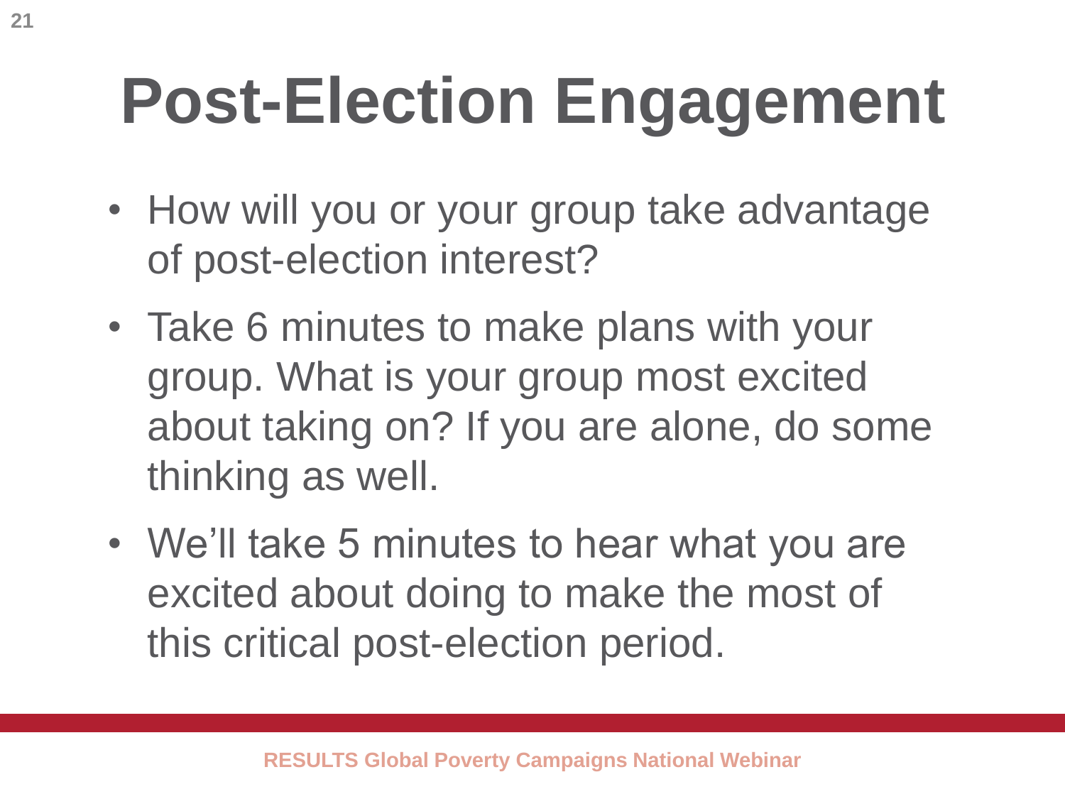# Post-Election Engagement

- How will you or your group take advantage of post-election interest?
- Take 6 minutes to make plans with your group. What is your group most excited about taking on? If you are alone, do some thinking as well.
- We'll take 5 minutes to hear what you are excited about doing to make the most of this critical post-election period.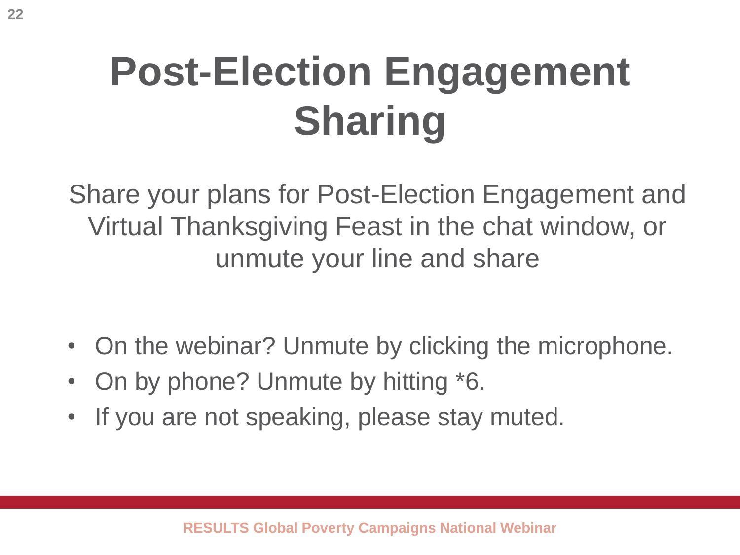# Post-Election Engagement Sharing

Share your plans for Post-Election Engagement and Virtual Thanksgiving Feast in the chat window, or unmute your line and share

- On the webinar? Unmute by clicking the microphone.
- On by phone? Unmute by hitting *6.
- If you are not speaking, please stay muted.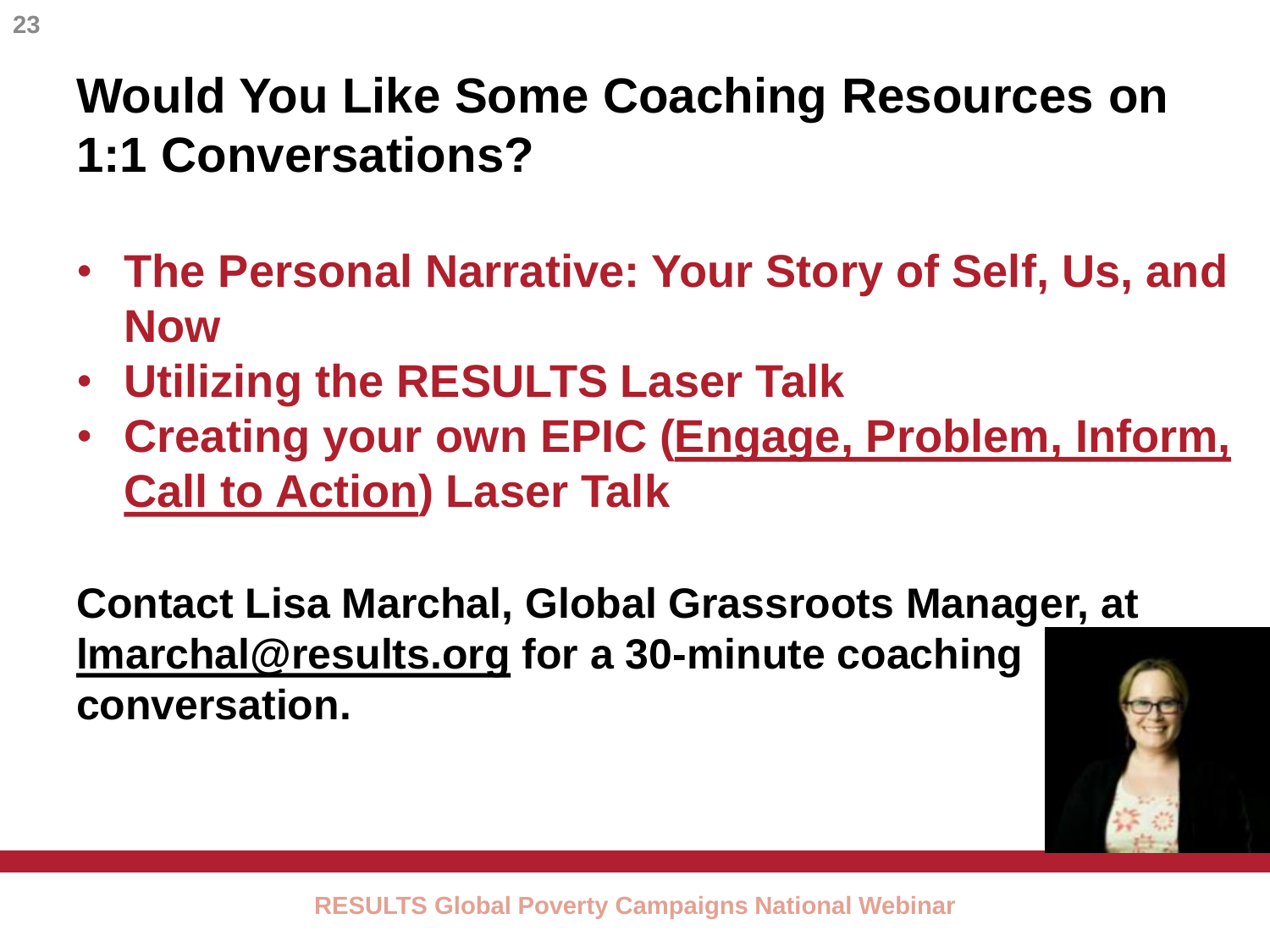# Would You Like Some Coaching Resources on 1:1 Conversations?

- **The Personal Narrative: Your Story of Self, Us, and Now**
- **Utilizing the RESULTS Laser Talk**
- **Creating your own EPIC (Engage, Problem, Inform, Call to Action) Laser Talk**

**Contact Lisa Marchal, Global Grassroots Manager, at lmarchal@results.org for a 30-minute coaching conversation.**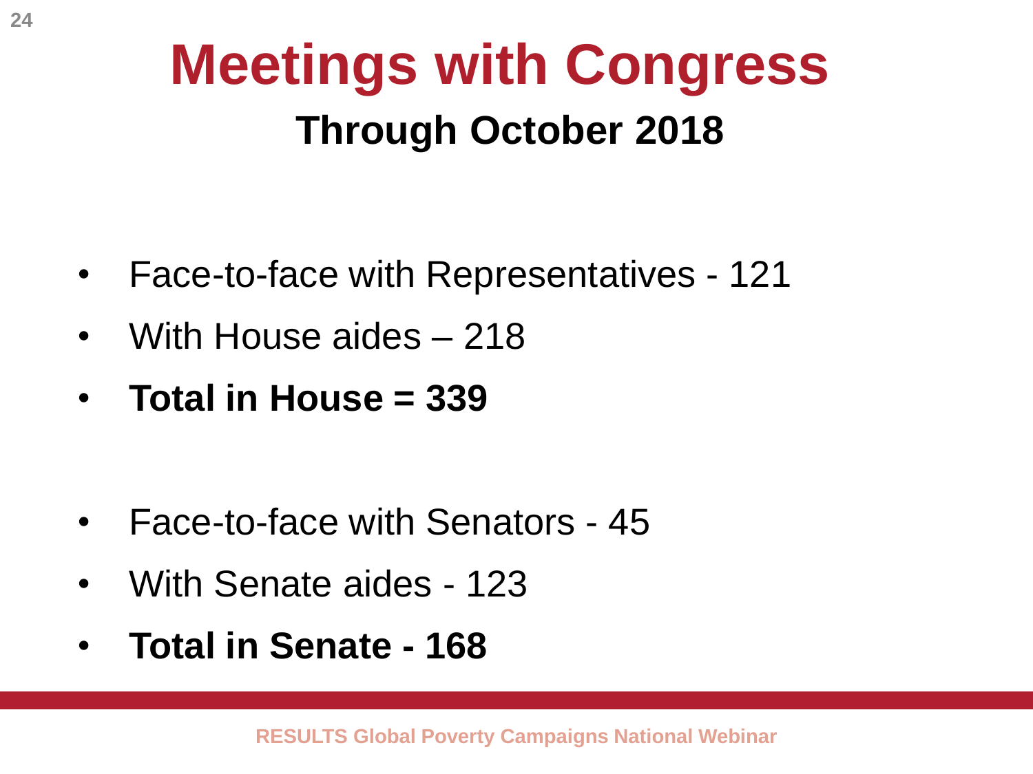# Meetings with Congress

## Through October 2018

- Face-to-face with Representatives - 121
- With House aides – 218
- **Total in House = 339**

- Face-to-face with Senators - 45
- With Senate aides - 123
- **Total in Senate - 168**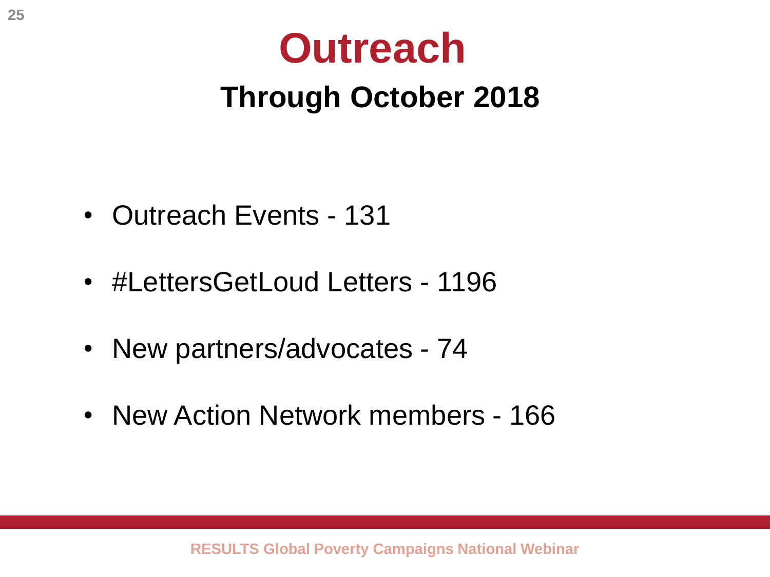# Outreach

## Through October 2018

- Outreach Events - 131
- #LettersGetLoud Letters - 1196
- New partners/advocates - 74
- New Action Network members - 166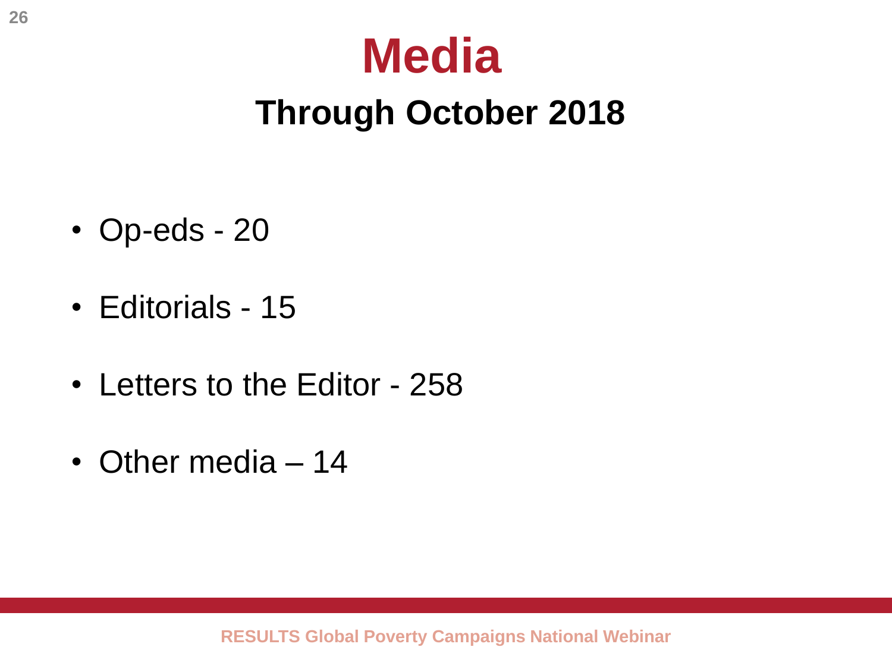# Media

## Through October 2018

- Op-eds - 20
- Editorials - 15
- Letters to the Editor - 258
- Other media – 14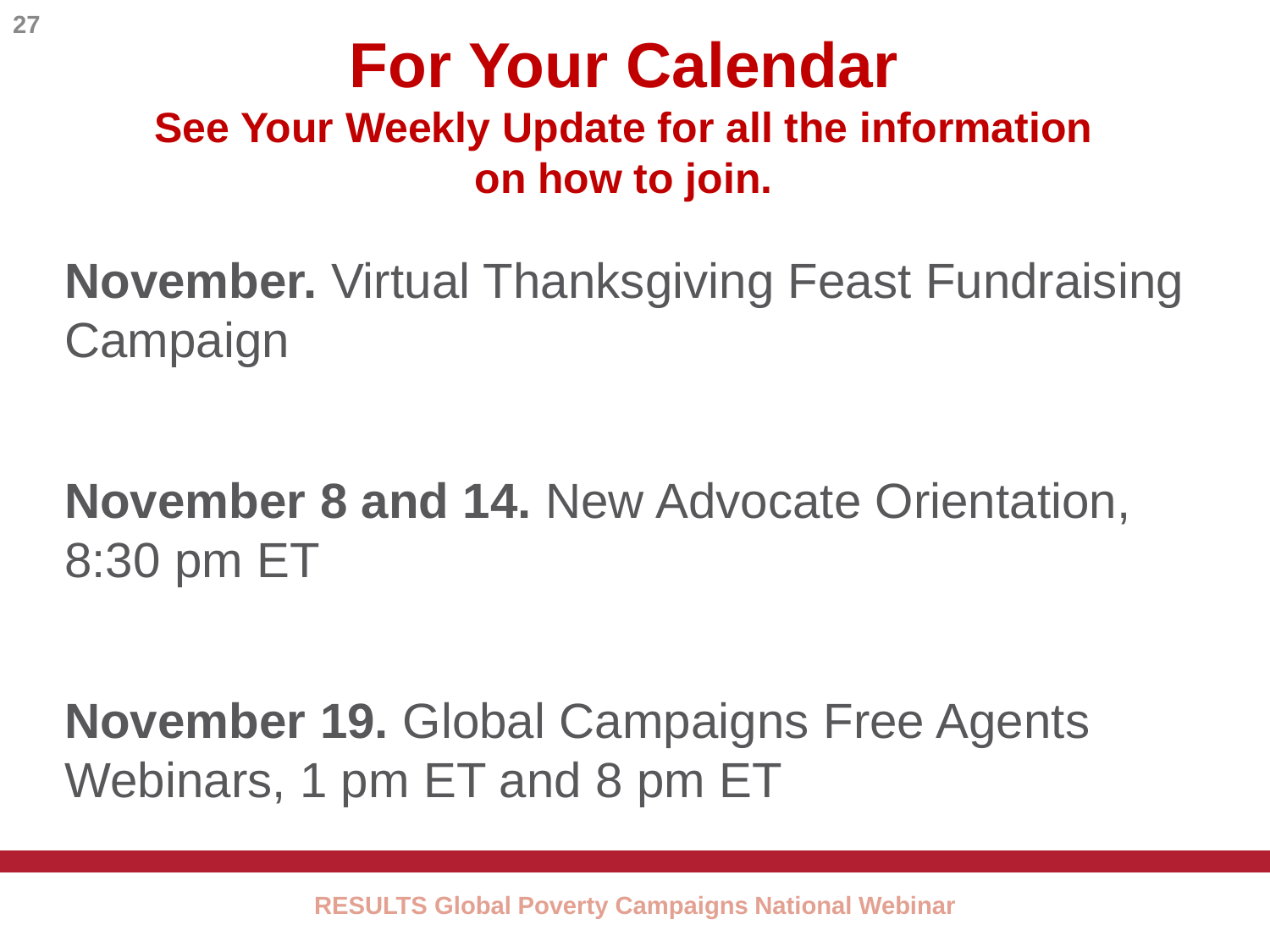# For Your Calendar

## See Your Weekly Update for all the information on how to join.

**November.** Virtual Thanksgiving Feast Fundraising Campaign

**November 8 and 14.** New Advocate Orientation, 8:30 pm ET

**November 19.** Global Campaigns Free Agents Webinars, 1 pm ET and 8 pm ET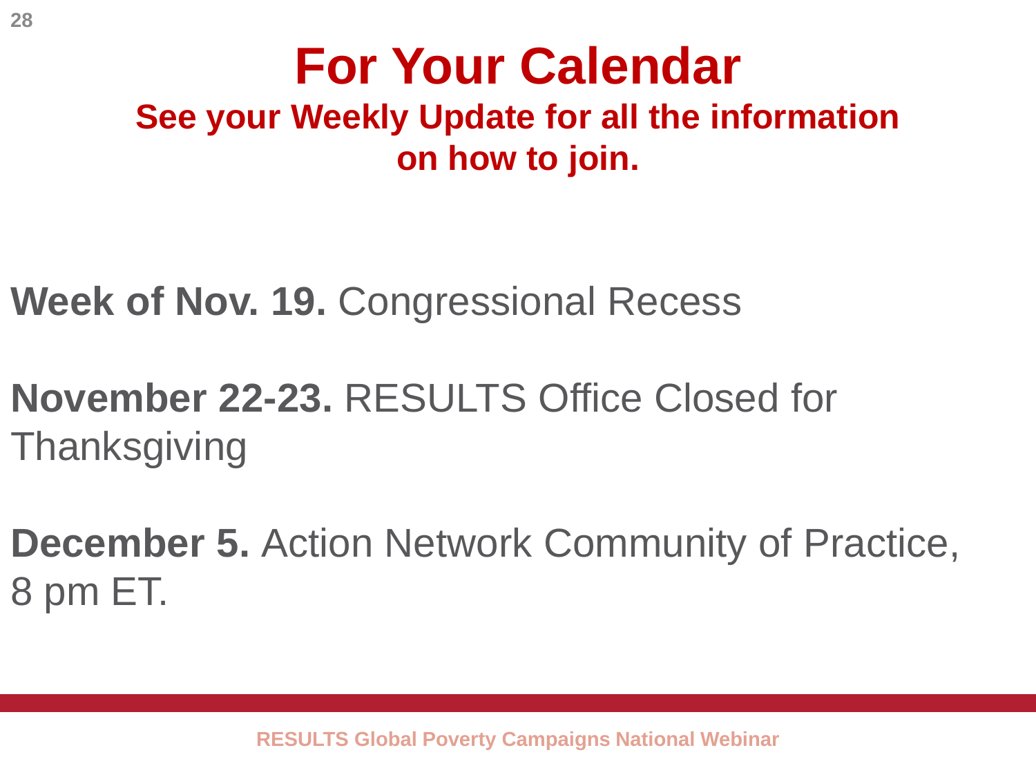# For Your Calendar

**See your Weekly Update for all the information on how to join.**

**Week of Nov. 19.** Congressional Recess

**November 22-23.** RESULTS Office Closed for Thanksgiving

**December 5.** Action Network Community of Practice, 8 pm ET.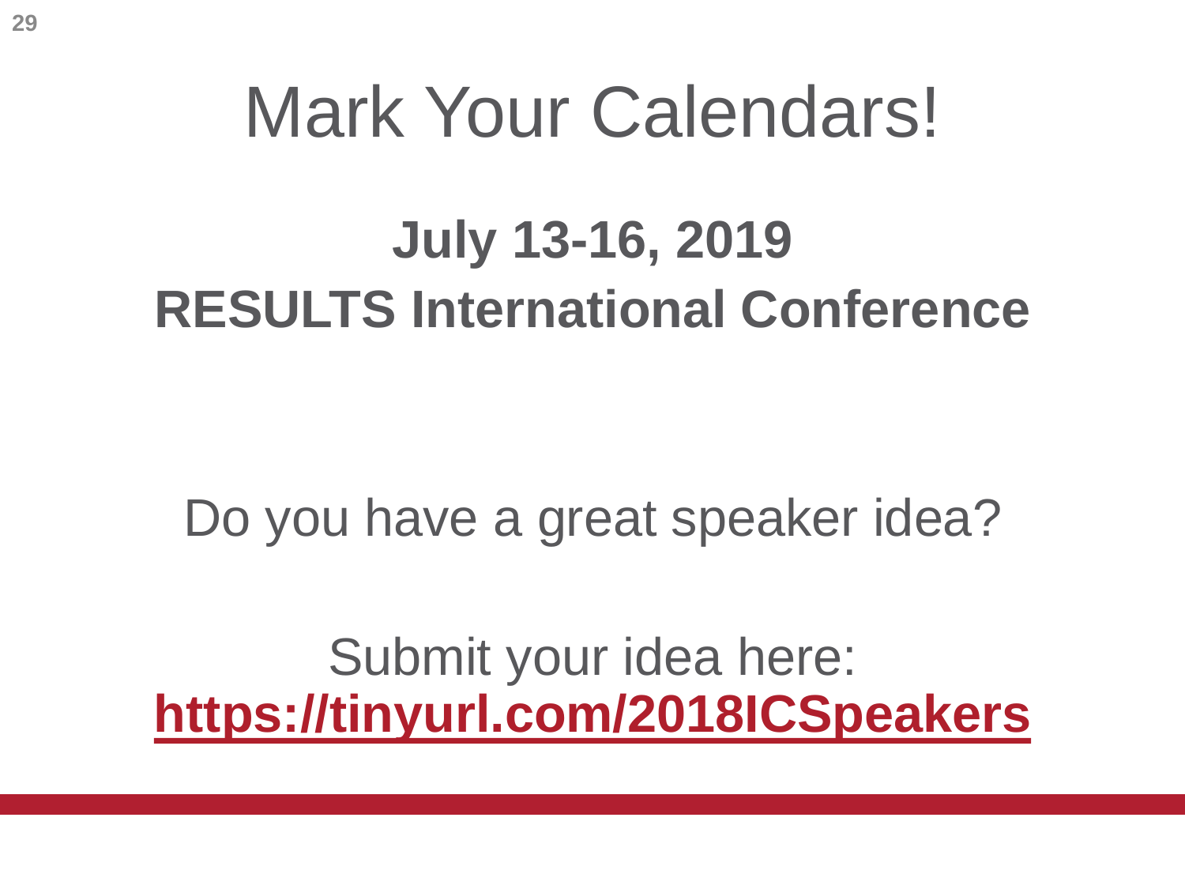# Mark Your Calendars!

## July 13-16, 2019
## RESULTS International Conference

Do you have a great speaker idea?

Submit your idea here:
**https://tinyurl.com/2018ICSpeakers**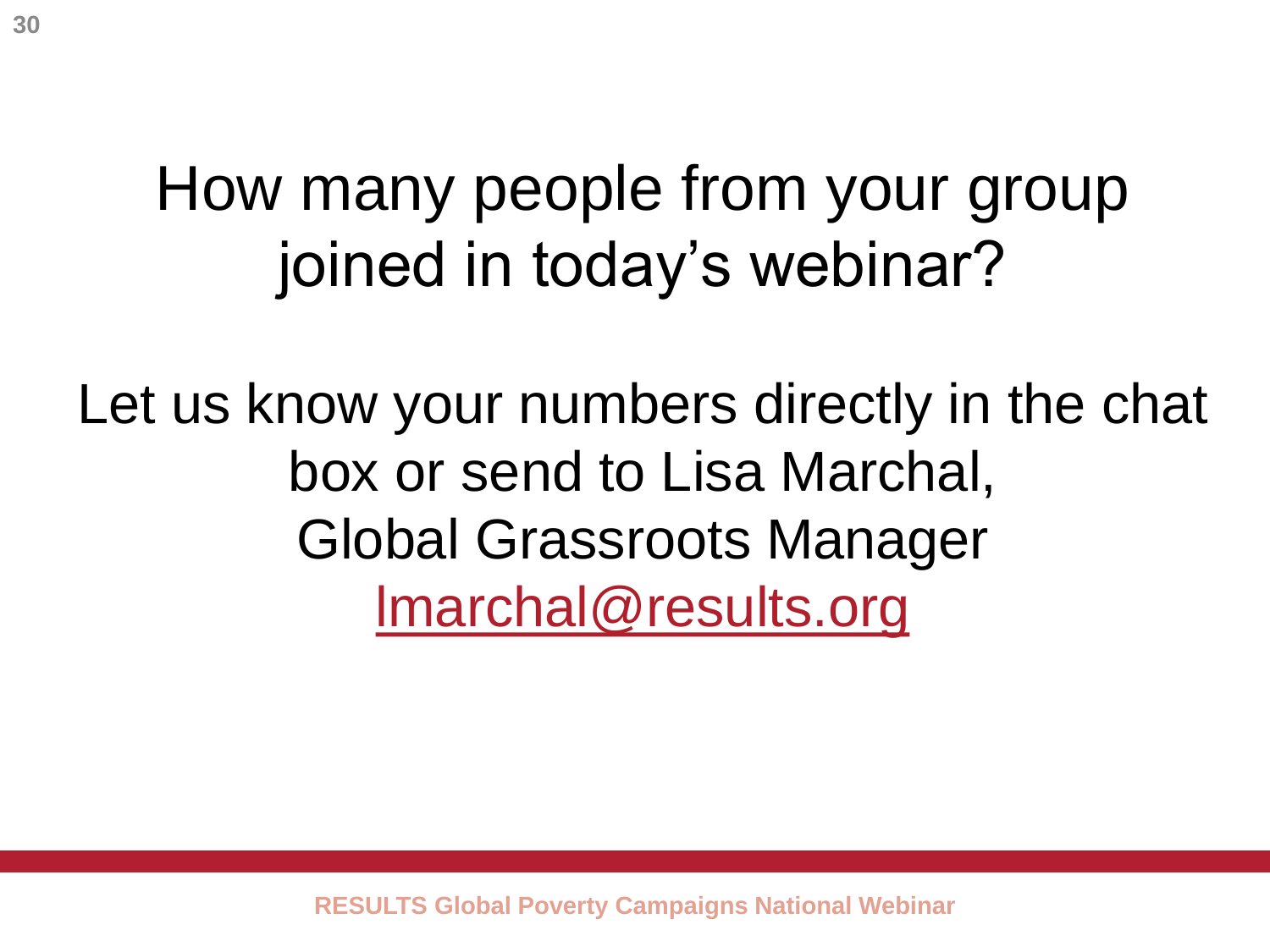# How many people from your group joined in today's webinar?

Let us know your numbers directly in the chat box or send to Lisa Marchal, Global Grassroots Manager lmarchal@results.org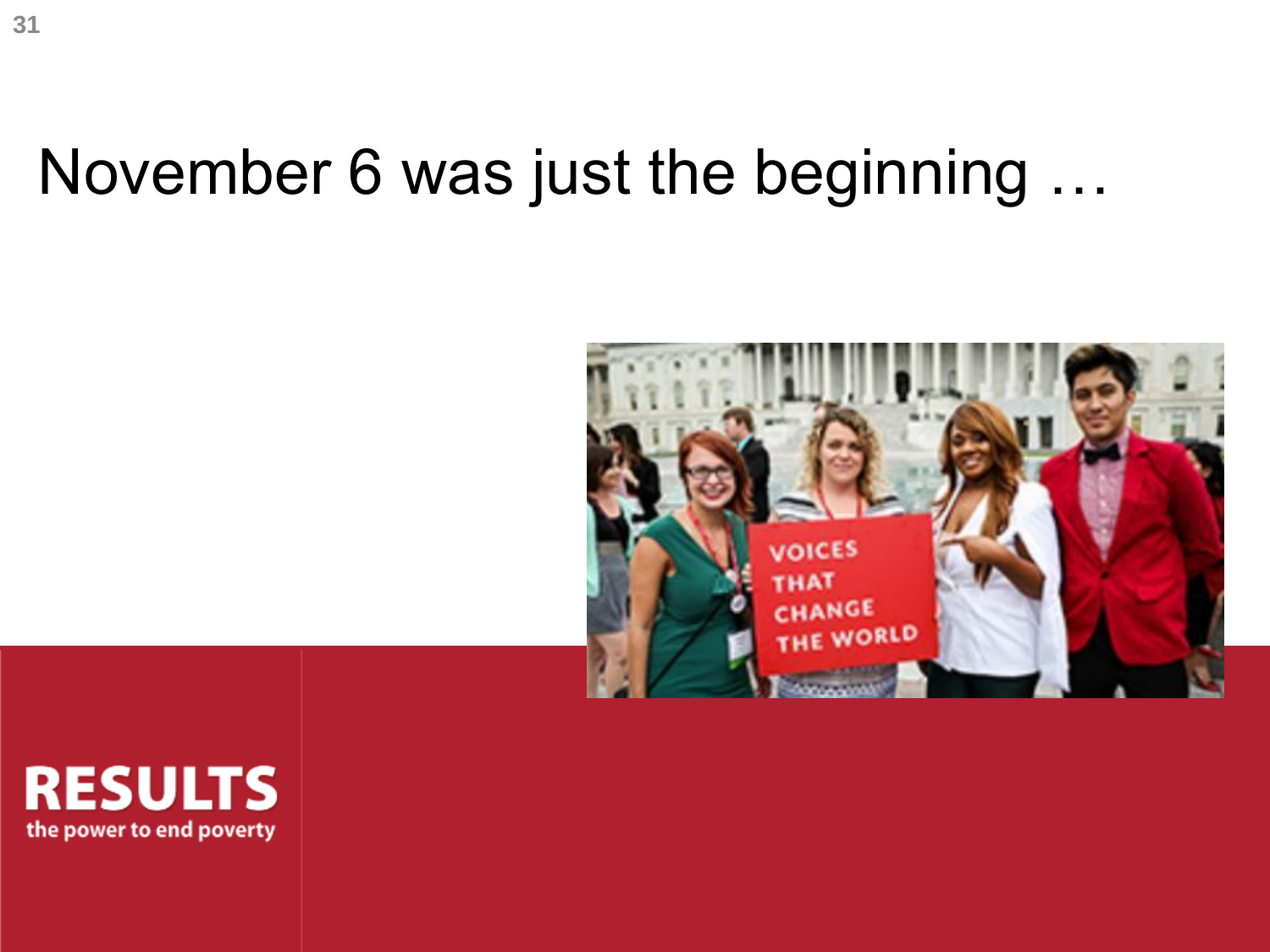# November 6 was just the beginning …

**RESULTS**
the power to end poverty